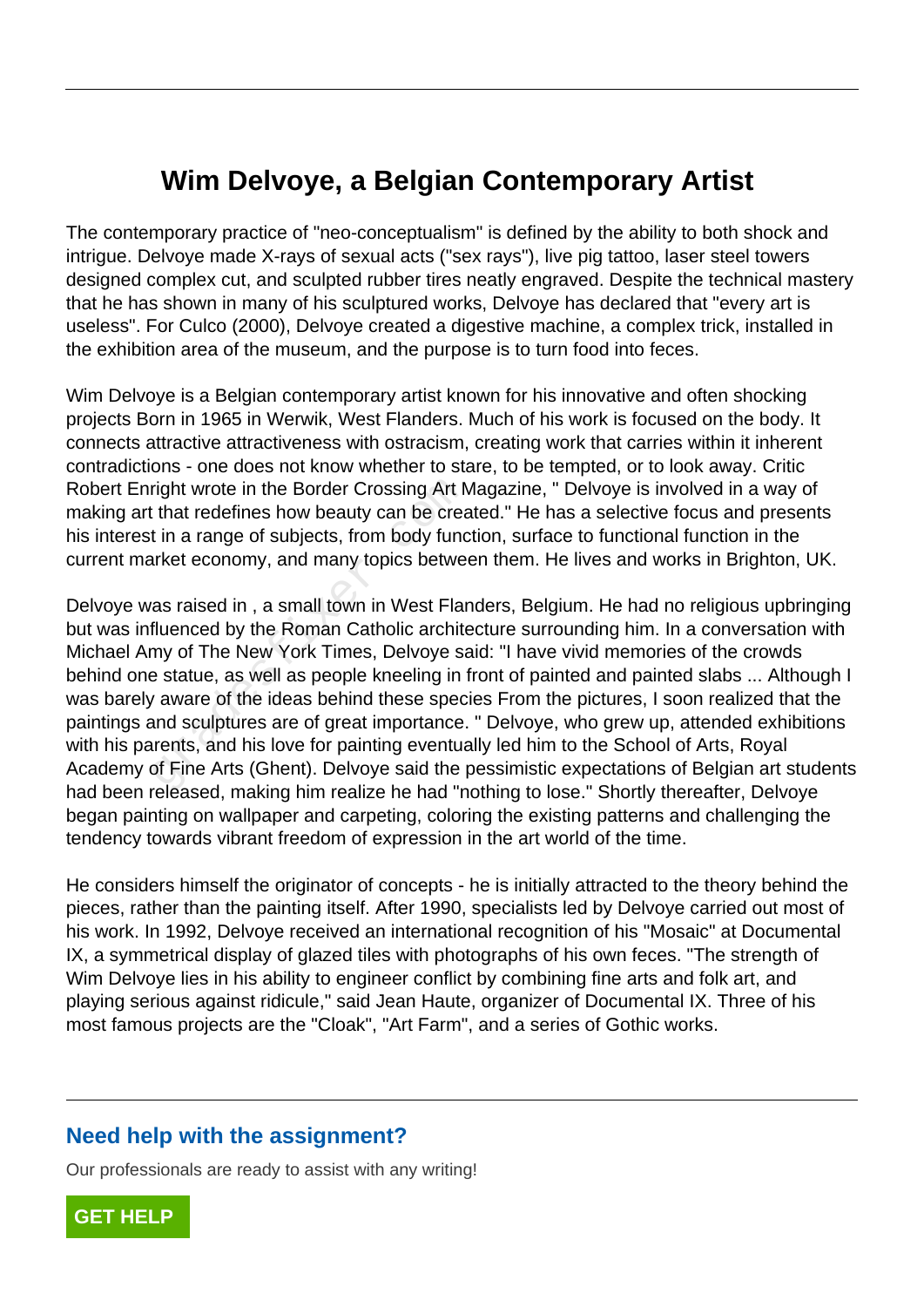# Wim Delvoye, a Belgian Contemporary Artist

The contemporary practice of "neo-conceptualism" is defined by the ability to both shock and intrigue. Delvoye made X-rays of sexual acts ("sex rays"), live pig tattoo, laser steel towers designed complex cut, and sculpted rubber tires neatly engraved. Despite the technical mastery that he has shown in many of his sculptured works, Delvoye has declared that "every art is useless". For Culco (2000), Delvoye created a digestive machine, a complex trick, installed in the exhibition area of the museum, and the purpose is to turn food into feces.

Wim Delvoye is a Belgian contemporary artist known for his innovative and often shocking projects Born in 1965 in Werwik, West Flanders. Much of his work is focused on the body. It connects attractive attractiveness with ostracism, creating work that carries within it inherent contradictions - one does not know whether to stare, to be tempted, or to look away. Critic Robert Enright wrote in the Border Crossing Art Magazine, " Delvoye is involved in a way of making art that redefines how beauty can be created." He has a selective focus and presents his interest in a range of subjects, from body function, surface to functional function in the current market economy, and many topics between them. He lives and works in Brighton, UK.

Delvoye was raised in , a small town in West Flanders, Belgium. He had no religious upbringing but was influenced by the Roman Catholic architecture surrounding him. In a conversation with Michael Amy of The New York Times, Delvoye said: "I have vivid memories of the crowds behind one statue, as well as people kneeling in front of painted and painted slabs ... Although I was barely aware of the ideas behind these species From the pictures, I soon realized that the paintings and sculptures are of great importance. " Delvoye, who grew up, attended exhibitions with his parents, and his love for painting eventually led him to the School of Arts, Royal Academy of Fine Arts (Ghent). Delvoye said the pessimistic expectations of Belgian art students had been released, making him realize he had "nothing to lose." Shortly thereafter, Delvoye began painting on wallpaper and carpeting, coloring the existing patterns and challenging the tendency towards vibrant freedom of expression in the art world of the time.

He considers himself the originator of concepts - he is initially attracted to the theory behind the pieces, rather than the painting itself. After 1990, specialists led by Delvoye carried out most of his work. In 1992, Delvoye received an international recognition of his "Mosaic" at Documental IX, a symmetrical display of glazed tiles with photographs of his own feces. "The strength of Wim Delvoye lies in his ability to engineer conflict by combining fine arts and folk art, and playing serious against ridicule," said Jean Haute, organizer of Documental IX. Three of his most famous projects are the "Cloak", "Art Farm", and a series of Gothic works.

## Need help with the assignment?

Our professionals are ready to assist with any writing!

GET HELP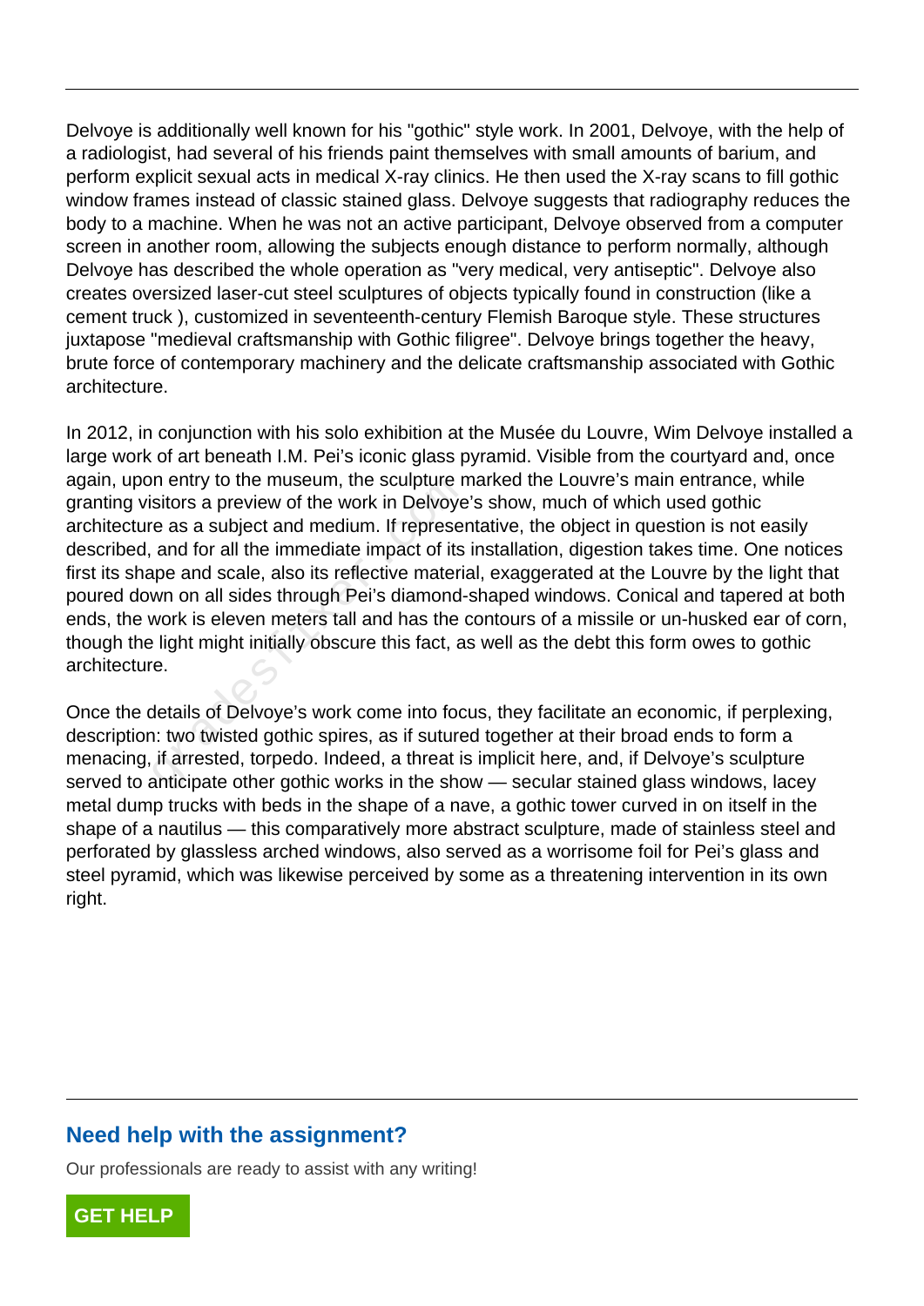Delvoye is additionally well known for his "gothic" style work. In 2001, Delvoye, with the help of a radiologist, had several of his friends paint themselves with small amounts of barium, and perform explicit sexual acts in medical X-ray clinics. He then used the X-ray scans to fill gothic window frames instead of classic stained glass. Delvoye suggests that radiography reduces the body to a machine. When he was not an active participant, Delvoye observed from a computer screen in another room, allowing the subjects enough distance to perform normally, although Delvoye has described the whole operation as "very medical, very antiseptic". Delvoye also creates oversized laser-cut steel sculptures of objects typically found in construction (like a cement truck ), customized in seventeenth-century Flemish Baroque style. These structures juxtapose "medieval craftsmanship with Gothic filigree". Delvoye brings together the heavy, brute force of contemporary machinery and the delicate craftsmanship associated with Gothic architecture.

In 2012, in conjunction with his solo exhibition at the Musée du Louvre, Wim Delvoye installed a large work of art beneath I.M. Pei's iconic glass pyramid. Visible from the courtyard and, once again, upon entry to the museum, the sculpture marked the Louvre's main entrance, while granting visitors a preview of the work in Delvoye's show, much of which used gothic architecture as a subject and medium. If representative, the object in question is not easily described, and for all the immediate impact of its installation, digestion takes time. One notices first its shape and scale, also its reflective material, exaggerated at the Louvre by the light that poured down on all sides through Pei's diamond-shaped windows. Conical and tapered at both ends, the work is eleven meters tall and has the contours of a missile or un-husked ear of corn, though the light might initially obscure this fact, as well as the debt this form owes to gothic architecture.

Once the details of Delvoye's work come into focus, they facilitate an economic, if perplexing, description: two twisted gothic spires, as if sutured together at their broad ends to form a menacing, if arrested, torpedo. Indeed, a threat is implicit here, and, if Delvoye's sculpture served to anticipate other gothic works in the show — secular stained glass windows, lacey metal dump trucks with beds in the shape of a nave, a gothic tower curved in on itself in the shape of a nautilus — this comparatively more abstract sculpture, made of stainless steel and perforated by glassless arched windows, also served as a worrisome foil for Pei's glass and steel pyramid, which was likewise perceived by some as a threatening intervention in its own right.

## Need help with the assignment?

Our professionals are ready to assist with any writing!

GET HELP